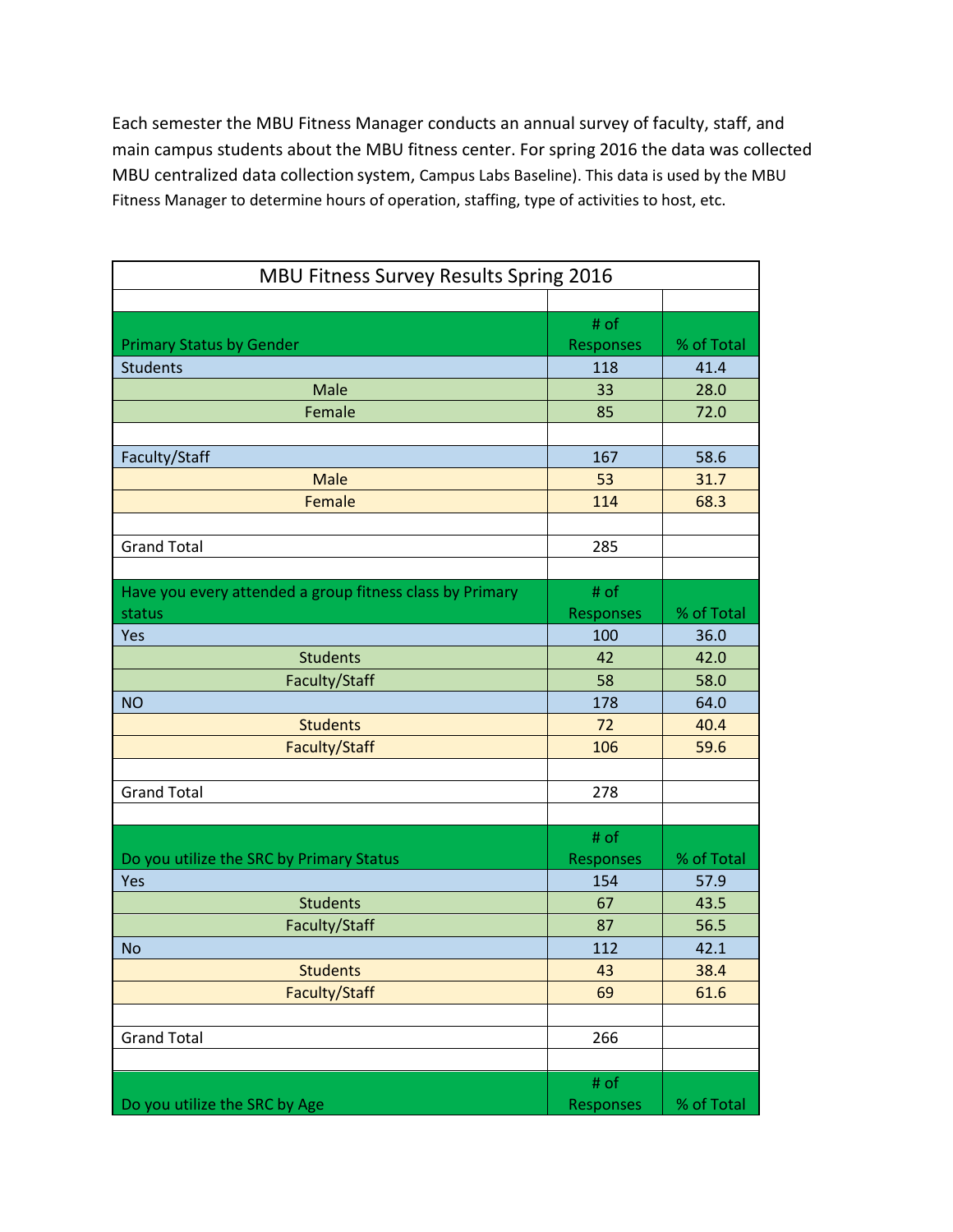Each semester the MBU Fitness Manager conducts an annual survey of faculty, staff, and main campus students about the MBU fitness center. For spring 2016 the data was collected MBU centralized data collection system, Campus Labs Baseline). This data is used by the MBU Fitness Manager to determine hours of operation, staffing, type of activities to host, etc.

| MBU Fitness Survey Results Spring 2016 | | |
|---|---|---|
| | | |
| **Primary Status by Gender** | **# of Responses** | **% of Total** |
| Students | 118 | 41.4 |
| Male | 33 | 28.0 |
| Female | 85 | 72.0 |
| | | |
| Faculty/Staff | 167 | 58.6 |
| Male | 53 | 31.7 |
| Female | 114 | 68.3 |
| | | |
| Grand Total | 285 | |
| | | |
| **Have you every attended a group fitness class by Primary status** | **# of Responses** | **% of Total** |
| Yes | 100 | 36.0 |
| Students | 42 | 42.0 |
| Faculty/Staff | 58 | 58.0 |
| NO | 178 | 64.0 |
| Students | 72 | 40.4 |
| Faculty/Staff | 106 | 59.6 |
| | | |
| Grand Total | 278 | |
| | | |
| **Do you utilize the SRC by Primary Status** | **# of Responses** | **% of Total** |
| Yes | 154 | 57.9 |
| Students | 67 | 43.5 |
| Faculty/Staff | 87 | 56.5 |
| No | 112 | 42.1 |
| Students | 43 | 38.4 |
| Faculty/Staff | 69 | 61.6 |
| | | |
| Grand Total | 266 | |
| | | |
| **Do you utilize the SRC by Age** | **# of Responses** | **% of Total** |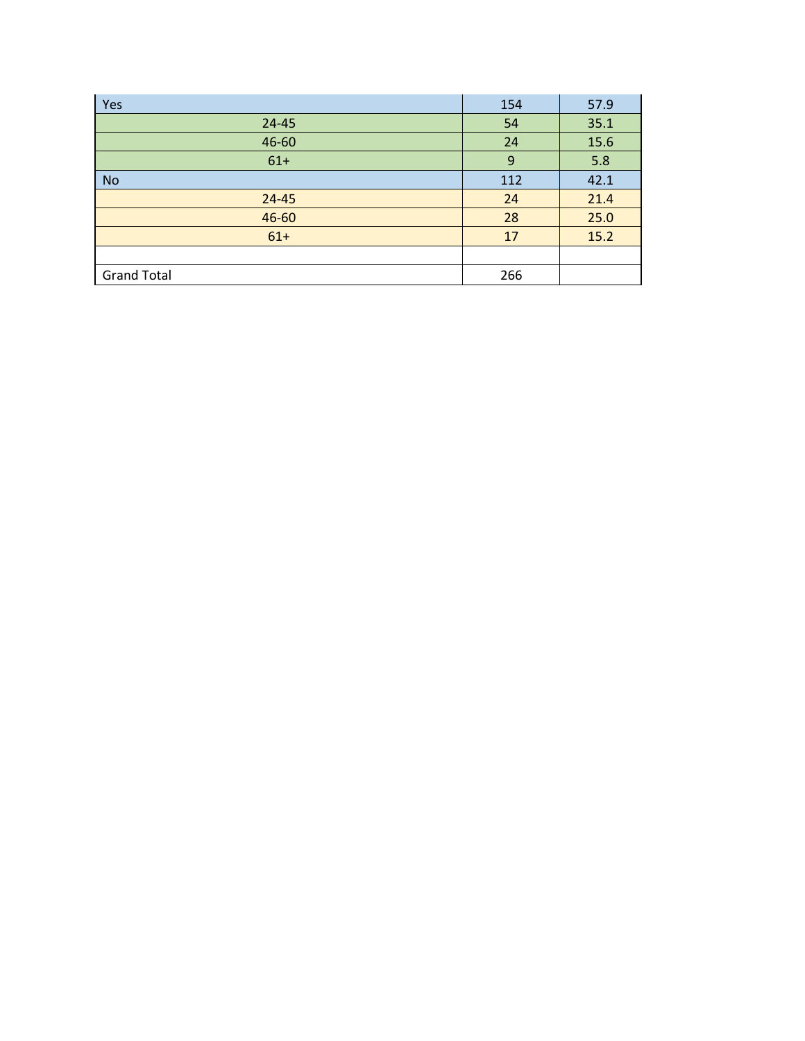| | | |
|---|---|---|
| Yes | 154 | 57.9 |
| 24-45 | 54 | 35.1 |
| 46-60 | 24 | 15.6 |
| 61+ | 9 | 5.8 |
| No | 112 | 42.1 |
| 24-45 | 24 | 21.4 |
| 46-60 | 28 | 25.0 |
| 61+ | 17 | 15.2 |
| | | |
| Grand Total | 266 | |